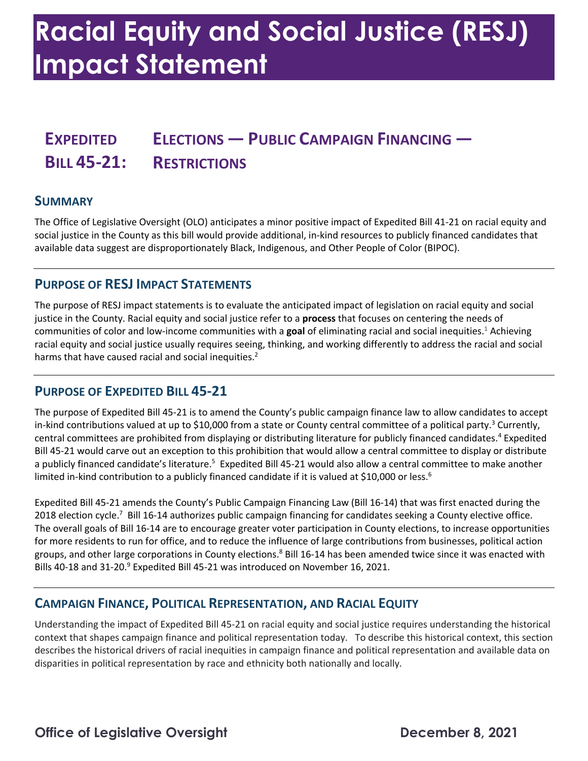# Racial Equity and Social Justice (RESJ) Impact Statement

## Expedited Bill 45-21: Elections — Public Campaign Financing — Restrictions

### Summary

The Office of Legislative Oversight (OLO) anticipates a minor positive impact of Expedited Bill 41-21 on racial equity and social justice in the County as this bill would provide additional, in-kind resources to publicly financed candidates that available data suggest are disproportionately Black, Indigenous, and Other People of Color (BIPOC).

### Purpose of RESJ Impact Statements

The purpose of RESJ impact statements is to evaluate the anticipated impact of legislation on racial equity and social justice in the County. Racial equity and social justice refer to a **process** that focuses on centering the needs of communities of color and low-income communities with a **goal** of eliminating racial and social inequities.[1] Achieving racial equity and social justice usually requires seeing, thinking, and working differently to address the racial and social harms that have caused racial and social inequities.[2]

### Purpose of Expedited Bill 45-21

The purpose of Expedited Bill 45-21 is to amend the County's public campaign finance law to allow candidates to accept in-kind contributions valued at up to $10,000 from a state or County central committee of a political party.[3] Currently, central committees are prohibited from displaying or distributing literature for publicly financed candidates.[4] Expedited Bill 45-21 would carve out an exception to this prohibition that would allow a central committee to display or distribute a publicly financed candidate's literature.[5] Expedited Bill 45-21 would also allow a central committee to make another limited in-kind contribution to a publicly financed candidate if it is valued at $10,000 or less.[6]

Expedited Bill 45-21 amends the County's Public Campaign Financing Law (Bill 16-14) that was first enacted during the 2018 election cycle.[7] Bill 16-14 authorizes public campaign financing for candidates seeking a County elective office. The overall goals of Bill 16-14 are to encourage greater voter participation in County elections, to increase opportunities for more residents to run for office, and to reduce the influence of large contributions from businesses, political action groups, and other large corporations in County elections.[8] Bill 16-14 has been amended twice since it was enacted with Bills 40-18 and 31-20.[9] Expedited Bill 45-21 was introduced on November 16, 2021.

### Campaign Finance, Political Representation, and Racial Equity

Understanding the impact of Expedited Bill 45-21 on racial equity and social justice requires understanding the historical context that shapes campaign finance and political representation today. To describe this historical context, this section describes the historical drivers of racial inequities in campaign finance and political representation and available data on disparities in political representation by race and ethnicity both nationally and locally.

Office of Legislative Oversight — December 8, 2021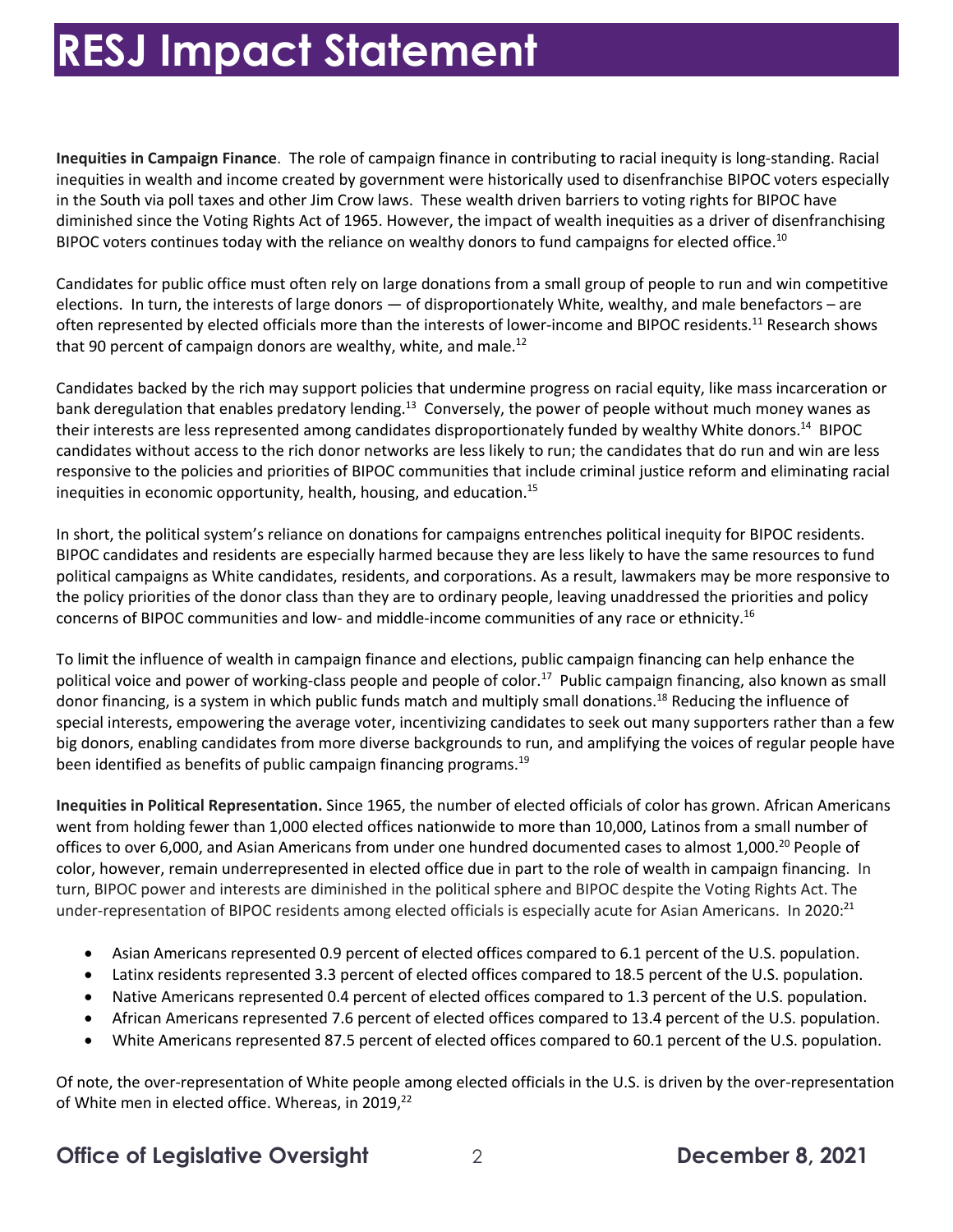**Inequities in Campaign Finance**. The role of campaign finance in contributing to racial inequity is long-standing. Racial inequities in wealth and income created by government were historically used to disenfranchise BIPOC voters especially in the South via poll taxes and other Jim Crow laws. These wealth driven barriers to voting rights for BIPOC have diminished since the Voting Rights Act of 1965. However, the impact of wealth inequities as a driver of disenfranchising BIPOC voters continues today with the reliance on wealthy donors to fund campaigns for elected office.[10]

Candidates for public office must often rely on large donations from a small group of people to run and win competitive elections. In turn, the interests of large donors — of disproportionately White, wealthy, and male benefactors – are often represented by elected officials more than the interests of lower-income and BIPOC residents.[11] Research shows that 90 percent of campaign donors are wealthy, white, and male.[12]

Candidates backed by the rich may support policies that undermine progress on racial equity, like mass incarceration or bank deregulation that enables predatory lending.[13] Conversely, the power of people without much money wanes as their interests are less represented among candidates disproportionately funded by wealthy White donors.[14] BIPOC candidates without access to the rich donor networks are less likely to run; the candidates that do run and win are less responsive to the policies and priorities of BIPOC communities that include criminal justice reform and eliminating racial inequities in economic opportunity, health, housing, and education.[15]

In short, the political system's reliance on donations for campaigns entrenches political inequity for BIPOC residents. BIPOC candidates and residents are especially harmed because they are less likely to have the same resources to fund political campaigns as White candidates, residents, and corporations. As a result, lawmakers may be more responsive to the policy priorities of the donor class than they are to ordinary people, leaving unaddressed the priorities and policy concerns of BIPOC communities and low- and middle-income communities of any race or ethnicity.[16]

To limit the influence of wealth in campaign finance and elections, public campaign financing can help enhance the political voice and power of working-class people and people of color.[17] Public campaign financing, also known as small donor financing, is a system in which public funds match and multiply small donations.[18] Reducing the influence of special interests, empowering the average voter, incentivizing candidates to seek out many supporters rather than a few big donors, enabling candidates from more diverse backgrounds to run, and amplifying the voices of regular people have been identified as benefits of public campaign financing programs.[19]

**Inequities in Political Representation.** Since 1965, the number of elected officials of color has grown. African Americans went from holding fewer than 1,000 elected offices nationwide to more than 10,000, Latinos from a small number of offices to over 6,000, and Asian Americans from under one hundred documented cases to almost 1,000.[20] People of color, however, remain underrepresented in elected office due in part to the role of wealth in campaign financing. In turn, BIPOC power and interests are diminished in the political sphere and BIPOC despite the Voting Rights Act. The under-representation of BIPOC residents among elected officials is especially acute for Asian Americans. In 2020:[21]

- Asian Americans represented 0.9 percent of elected offices compared to 6.1 percent of the U.S. population.
- Latinx residents represented 3.3 percent of elected offices compared to 18.5 percent of the U.S. population.
- Native Americans represented 0.4 percent of elected offices compared to 1.3 percent of the U.S. population.
- African Americans represented 7.6 percent of elected offices compared to 13.4 percent of the U.S. population.
- White Americans represented 87.5 percent of elected offices compared to 60.1 percent of the U.S. population.

Of note, the over-representation of White people among elected officials in the U.S. is driven by the over-representation of White men in elected office. Whereas, in 2019,[22]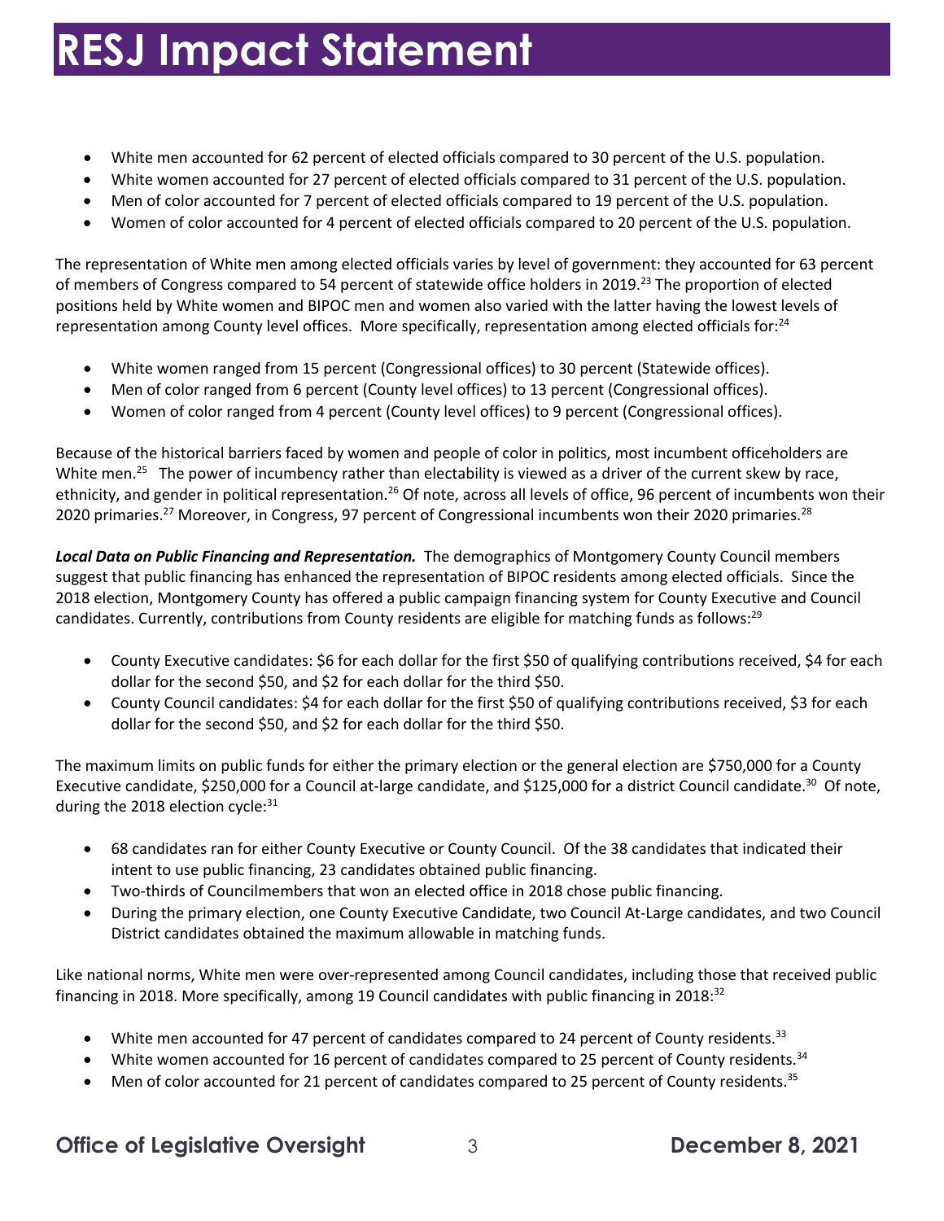- White men accounted for 62 percent of elected officials compared to 30 percent of the U.S. population.
- White women accounted for 27 percent of elected officials compared to 31 percent of the U.S. population.
- Men of color accounted for 7 percent of elected officials compared to 19 percent of the U.S. population.
- Women of color accounted for 4 percent of elected officials compared to 20 percent of the U.S. population.

The representation of White men among elected officials varies by level of government: they accounted for 63 percent of members of Congress compared to 54 percent of statewide office holders in 2019.[23] The proportion of elected positions held by White women and BIPOC men and women also varied with the latter having the lowest levels of representation among County level offices. More specifically, representation among elected officials for:[24]

- White women ranged from 15 percent (Congressional offices) to 30 percent (Statewide offices).
- Men of color ranged from 6 percent (County level offices) to 13 percent (Congressional offices).
- Women of color ranged from 4 percent (County level offices) to 9 percent (Congressional offices).

Because of the historical barriers faced by women and people of color in politics, most incumbent officeholders are White men.[25] The power of incumbency rather than electability is viewed as a driver of the current skew by race, ethnicity, and gender in political representation.[26] Of note, across all levels of office, 96 percent of incumbents won their 2020 primaries.[27] Moreover, in Congress, 97 percent of Congressional incumbents won their 2020 primaries.[28]

***Local Data on Public Financing and Representation.*** The demographics of Montgomery County Council members suggest that public financing has enhanced the representation of BIPOC residents among elected officials. Since the 2018 election, Montgomery County has offered a public campaign financing system for County Executive and Council candidates. Currently, contributions from County residents are eligible for matching funds as follows:[29]

- County Executive candidates: $6 for each dollar for the first $50 of qualifying contributions received, $4 for each dollar for the second $50, and $2 for each dollar for the third $50.
- County Council candidates: $4 for each dollar for the first $50 of qualifying contributions received, $3 for each dollar for the second $50, and $2 for each dollar for the third $50.

The maximum limits on public funds for either the primary election or the general election are $750,000 for a County Executive candidate, $250,000 for a Council at-large candidate, and $125,000 for a district Council candidate.[30] Of note, during the 2018 election cycle:[31]

- 68 candidates ran for either County Executive or County Council. Of the 38 candidates that indicated their intent to use public financing, 23 candidates obtained public financing.
- Two-thirds of Councilmembers that won an elected office in 2018 chose public financing.
- During the primary election, one County Executive Candidate, two Council At-Large candidates, and two Council District candidates obtained the maximum allowable in matching funds.

Like national norms, White men were over-represented among Council candidates, including those that received public financing in 2018. More specifically, among 19 Council candidates with public financing in 2018:[32]

- White men accounted for 47 percent of candidates compared to 24 percent of County residents.[33]
- White women accounted for 16 percent of candidates compared to 25 percent of County residents.[34]
- Men of color accounted for 21 percent of candidates compared to 25 percent of County residents.[35]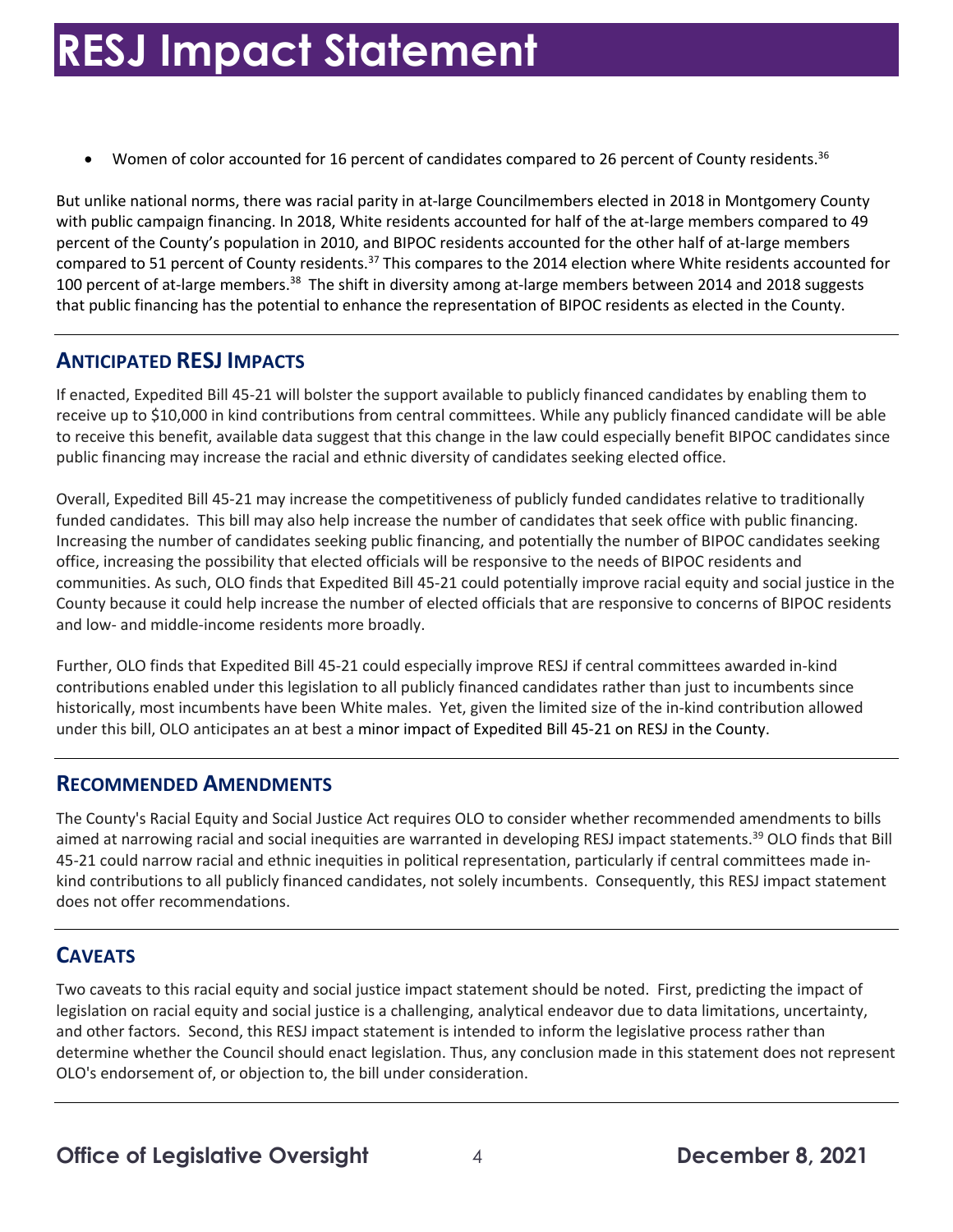- Women of color accounted for 16 percent of candidates compared to 26 percent of County residents.[36]

But unlike national norms, there was racial parity in at-large Councilmembers elected in 2018 in Montgomery County with public campaign financing. In 2018, White residents accounted for half of the at-large members compared to 49 percent of the County's population in 2010, and BIPOC residents accounted for the other half of at-large members compared to 51 percent of County residents.[37] This compares to the 2014 election where White residents accounted for 100 percent of at-large members.[38] The shift in diversity among at-large members between 2014 and 2018 suggests that public financing has the potential to enhance the representation of BIPOC residents as elected in the County.

## ANTICIPATED RESJ IMPACTS

If enacted, Expedited Bill 45-21 will bolster the support available to publicly financed candidates by enabling them to receive up to $10,000 in kind contributions from central committees. While any publicly financed candidate will be able to receive this benefit, available data suggest that this change in the law could especially benefit BIPOC candidates since public financing may increase the racial and ethnic diversity of candidates seeking elected office.

Overall, Expedited Bill 45-21 may increase the competitiveness of publicly funded candidates relative to traditionally funded candidates. This bill may also help increase the number of candidates that seek office with public financing. Increasing the number of candidates seeking public financing, and potentially the number of BIPOC candidates seeking office, increasing the possibility that elected officials will be responsive to the needs of BIPOC residents and communities. As such, OLO finds that Expedited Bill 45-21 could potentially improve racial equity and social justice in the County because it could help increase the number of elected officials that are responsive to concerns of BIPOC residents and low- and middle-income residents more broadly.

Further, OLO finds that Expedited Bill 45-21 could especially improve RESJ if central committees awarded in-kind contributions enabled under this legislation to all publicly financed candidates rather than just to incumbents since historically, most incumbents have been White males. Yet, given the limited size of the in-kind contribution allowed under this bill, OLO anticipates an at best a minor impact of Expedited Bill 45-21 on RESJ in the County.

## RECOMMENDED AMENDMENTS

The County's Racial Equity and Social Justice Act requires OLO to consider whether recommended amendments to bills aimed at narrowing racial and social inequities are warranted in developing RESJ impact statements.[39] OLO finds that Bill 45-21 could narrow racial and ethnic inequities in political representation, particularly if central committees made in-kind contributions to all publicly financed candidates, not solely incumbents. Consequently, this RESJ impact statement does not offer recommendations.

## CAVEATS

Two caveats to this racial equity and social justice impact statement should be noted. First, predicting the impact of legislation on racial equity and social justice is a challenging, analytical endeavor due to data limitations, uncertainty, and other factors. Second, this RESJ impact statement is intended to inform the legislative process rather than determine whether the Council should enact legislation. Thus, any conclusion made in this statement does not represent OLO's endorsement of, or objection to, the bill under consideration.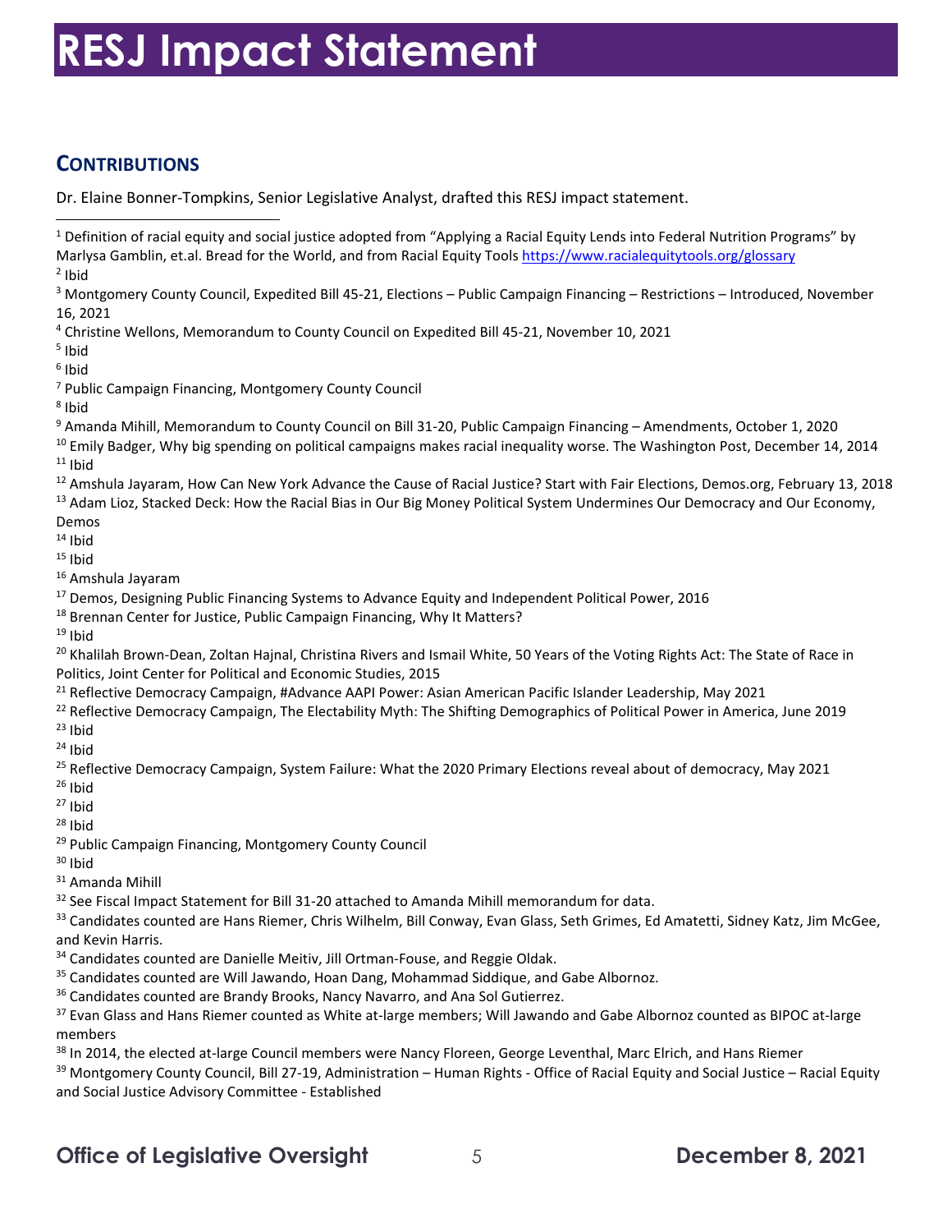## CONTRIBUTIONS

Dr. Elaine Bonner-Tompkins, Senior Legislative Analyst, drafted this RESJ impact statement.

---

[1] Definition of racial equity and social justice adopted from "Applying a Racial Equity Lends into Federal Nutrition Programs" by Marlysa Gamblin, et.al. Bread for the World, and from Racial Equity Tools https://www.racialequitytools.org/glossary

[2] Ibid

[3] Montgomery County Council, Expedited Bill 45-21, Elections – Public Campaign Financing – Restrictions – Introduced, November 16, 2021

[4] Christine Wellons, Memorandum to County Council on Expedited Bill 45-21, November 10, 2021

[5] Ibid

[6] Ibid

[7] Public Campaign Financing, Montgomery County Council

[8] Ibid

[9] Amanda Mihill, Memorandum to County Council on Bill 31-20, Public Campaign Financing – Amendments, October 1, 2020

[10] Emily Badger, Why big spending on political campaigns makes racial inequality worse. The Washington Post, December 14, 2014

[11] Ibid

[12] Amshula Jayaram, How Can New York Advance the Cause of Racial Justice? Start with Fair Elections, Demos.org, February 13, 2018

[13] Adam Lioz, Stacked Deck: How the Racial Bias in Our Big Money Political System Undermines Our Democracy and Our Economy, Demos

[14] Ibid

[15] Ibid

[16] Amshula Jayaram

[17] Demos, Designing Public Financing Systems to Advance Equity and Independent Political Power, 2016

[18] Brennan Center for Justice, Public Campaign Financing, Why It Matters?

[19] Ibid

[20] Khalilah Brown-Dean, Zoltan Hajnal, Christina Rivers and Ismail White, 50 Years of the Voting Rights Act: The State of Race in Politics, Joint Center for Political and Economic Studies, 2015

[21] Reflective Democracy Campaign, #Advance AAPI Power: Asian American Pacific Islander Leadership, May 2021

[22] Reflective Democracy Campaign, The Electability Myth: The Shifting Demographics of Political Power in America, June 2019

[23] Ibid

[24] Ibid

[25] Reflective Democracy Campaign, System Failure: What the 2020 Primary Elections reveal about of democracy, May 2021

[26] Ibid

[27] Ibid

[28] Ibid

[29] Public Campaign Financing, Montgomery County Council

[30] Ibid

[31] Amanda Mihill

[32] See Fiscal Impact Statement for Bill 31-20 attached to Amanda Mihill memorandum for data.

[33] Candidates counted are Hans Riemer, Chris Wilhelm, Bill Conway, Evan Glass, Seth Grimes, Ed Amatetti, Sidney Katz, Jim McGee, and Kevin Harris.

[34] Candidates counted are Danielle Meitiv, Jill Ortman-Fouse, and Reggie Oldak.

[35] Candidates counted are Will Jawando, Hoan Dang, Mohammad Siddique, and Gabe Albornoz.

[36] Candidates counted are Brandy Brooks, Nancy Navarro, and Ana Sol Gutierrez.

[37] Evan Glass and Hans Riemer counted as White at-large members; Will Jawando and Gabe Albornoz counted as BIPOC at-large members

[38] In 2014, the elected at-large Council members were Nancy Floreen, George Leventhal, Marc Elrich, and Hans Riemer

[39] Montgomery County Council, Bill 27-19, Administration – Human Rights - Office of Racial Equity and Social Justice – Racial Equity and Social Justice Advisory Committee - Established